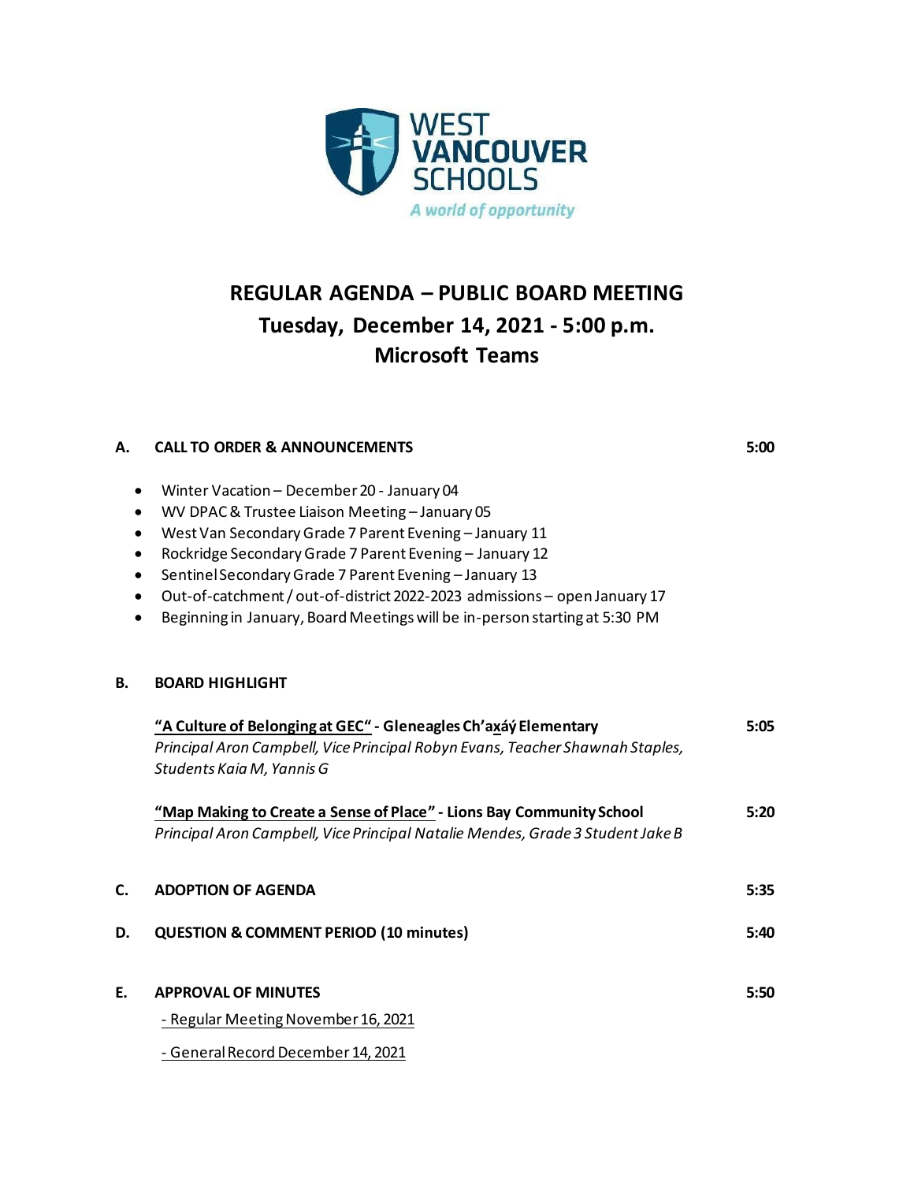WEST VANCOUVER SCHOOLS

*A world of opportunity*

# REGULAR AGENDA – PUBLIC BOARD MEETING
## Tuesday, December 14, 2021 - 5:00 p.m.
## Microsoft Teams

**A. CALL TO ORDER & ANNOUNCEMENTS** **5:00**

- Winter Vacation – December 20 - January 04
- WV DPAC & Trustee Liaison Meeting – January 05
- West Van Secondary Grade 7 Parent Evening – January 11
- Rockridge Secondary Grade 7 Parent Evening – January 12
- Sentinel Secondary Grade 7 Parent Evening – January 13
- Out-of-catchment / out-of-district 2022-2023 admissions – open January 17
- Beginning in January, Board Meetings will be in-person starting at 5:30 PM

**B. BOARD HIGHLIGHT**

**"A Culture of Belonging at GEC" - Gleneagles Ch'axáý Elementary** **5:05**
*Principal Aron Campbell, Vice Principal Robyn Evans, Teacher Shawnah Staples, Students Kaia M, Yannis G*

**"Map Making to Create a Sense of Place" - Lions Bay Community School** **5:20**
*Principal Aron Campbell, Vice Principal Natalie Mendes, Grade 3 Student Jake B*

**C. ADOPTION OF AGENDA** **5:35**

**D. QUESTION & COMMENT PERIOD (10 minutes)** **5:40**

**E. APPROVAL OF MINUTES** **5:50**

- Regular Meeting November 16, 2021
- General Record December 14, 2021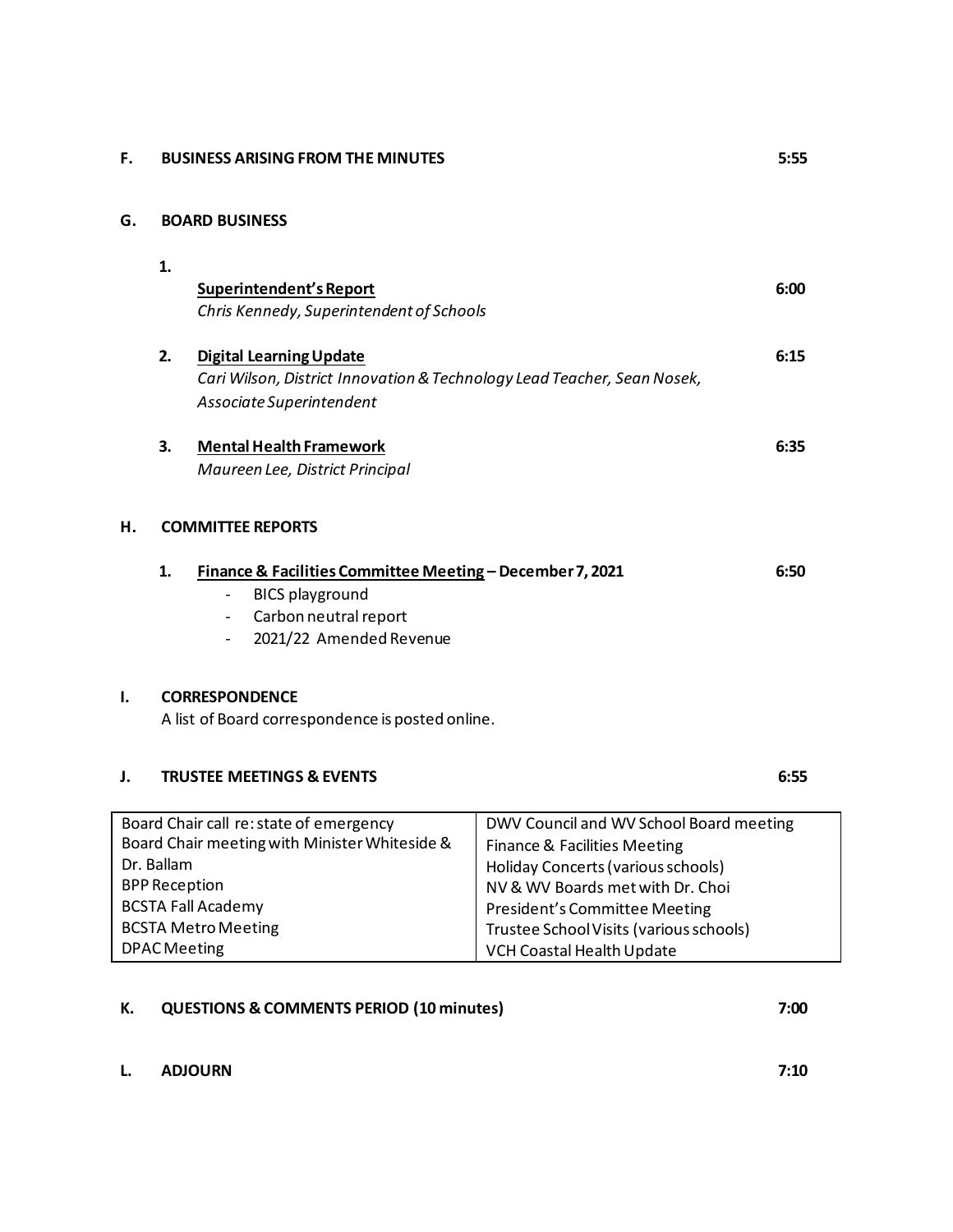**F. BUSINESS ARISING FROM THE MINUTES** 5:55

**G. BOARD BUSINESS**

1. **Superintendent's Report** 6:00
   *Chris Kennedy, Superintendent of Schools*

2. **Digital Learning Update** 6:15
   *Cari Wilson, District Innovation & Technology Lead Teacher, Sean Nosek, Associate Superintendent*

3. **Mental Health Framework** 6:35
   *Maureen Lee, District Principal*

**H. COMMITTEE REPORTS**

1. **Finance & Facilities Committee Meeting – December 7, 2021** 6:50
   - BICS playground
   - Carbon neutral report
   - 2021/22 Amended Revenue

**I. CORRESPONDENCE**

A list of Board correspondence is posted online.

**J. TRUSTEE MEETINGS & EVENTS** 6:55

| | |
|---|---|
| Board Chair call re: state of emergency | DWV Council and WV School Board meeting |
| Board Chair meeting with Minister Whiteside & Dr. Ballam | Finance & Facilities Meeting |
| BPP Reception | Holiday Concerts (various schools) |
| BCSTA Fall Academy | NV & WV Boards met with Dr. Choi |
| BCSTA Metro Meeting | President's Committee Meeting |
| DPAC Meeting | Trustee School Visits (various schools) |
| | VCH Coastal Health Update |

**K. QUESTIONS & COMMENTS PERIOD (10 minutes)** 7:00

**L. ADJOURN** 7:10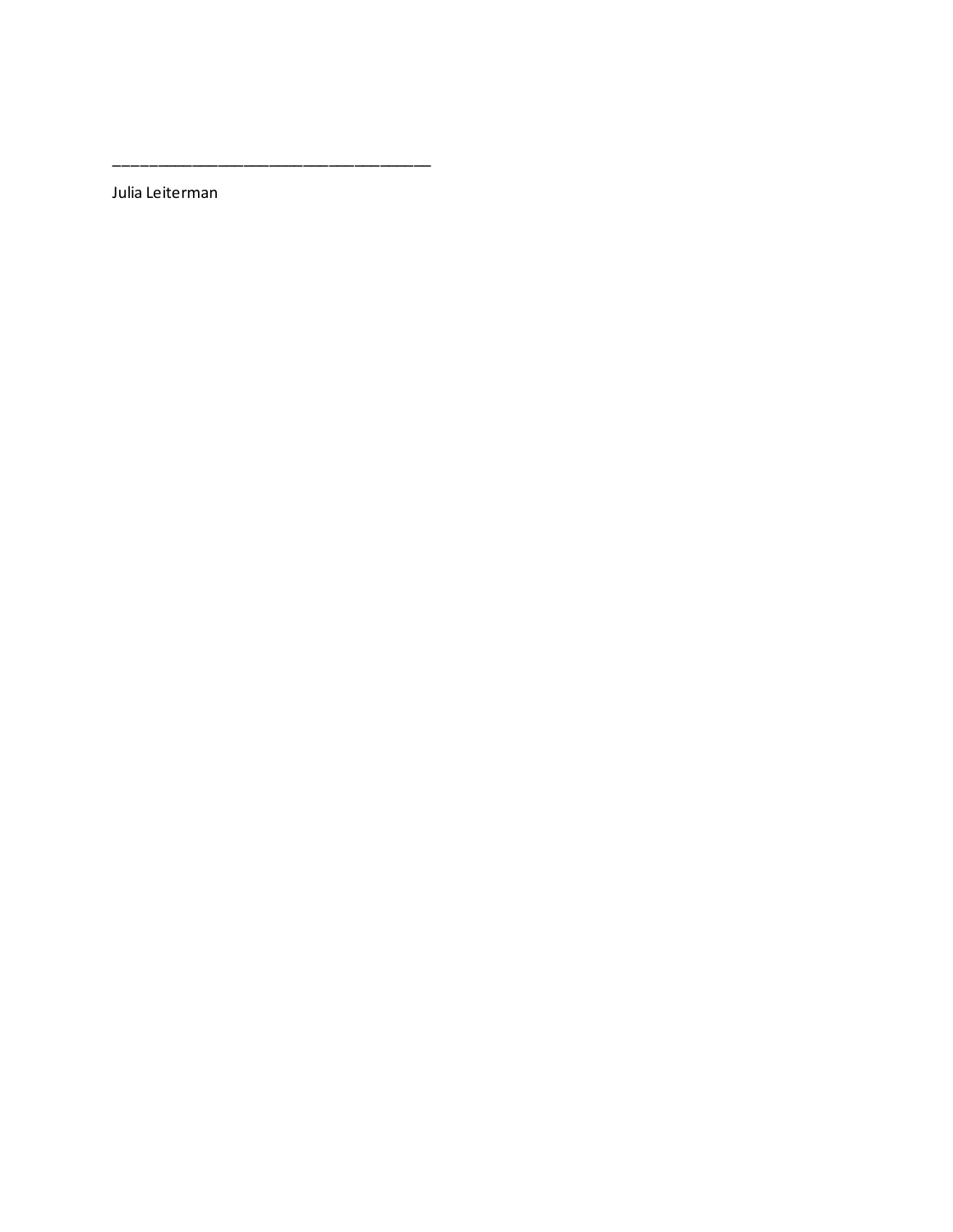\_\_\_\_\_\_\_\_\_\_\_\_\_\_\_\_\_\_\_\_\_\_\_\_\_\_\_\_\_\_\_\_\_\_\_

Julia Leiterman